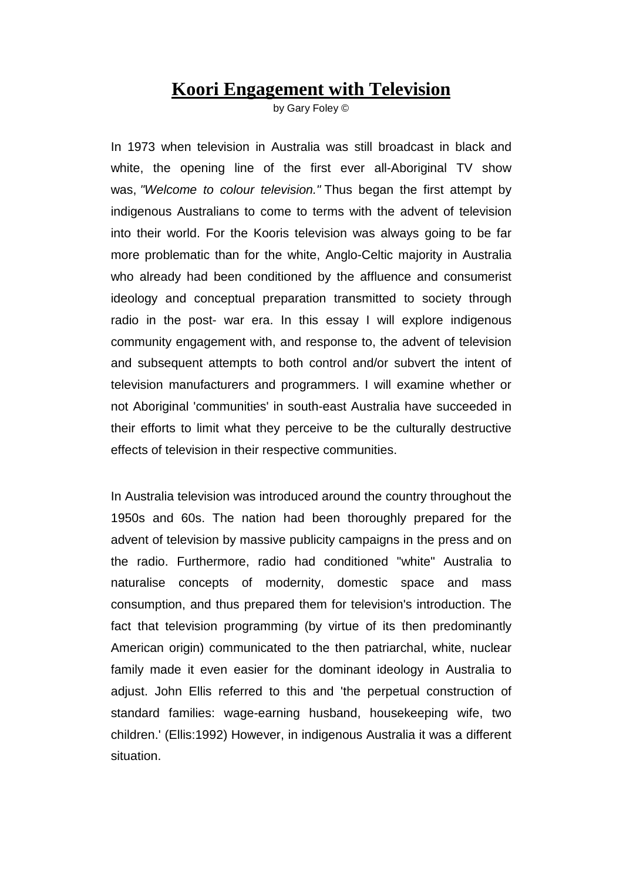# Koori Engagement with Television

by Gary Foley ©

In 1973 when television in Australia was still broadcast in black and white, the opening line of the first ever all-Aboriginal TV show was, *"Welcome to colour television."* Thus began the first attempt by indigenous Australians to come to terms with the advent of television into their world. For the Kooris television was always going to be far more problematic than for the white, Anglo-Celtic majority in Australia who already had been conditioned by the affluence and consumerist ideology and conceptual preparation transmitted to society through radio in the post- war era. In this essay I will explore indigenous community engagement with, and response to, the advent of television and subsequent attempts to both control and/or subvert the intent of television manufacturers and programmers. I will examine whether or not Aboriginal 'communities' in south-east Australia have succeeded in their efforts to limit what they perceive to be the culturally destructive effects of television in their respective communities.

In Australia television was introduced around the country throughout the 1950s and 60s. The nation had been thoroughly prepared for the advent of television by massive publicity campaigns in the press and on the radio. Furthermore, radio had conditioned "white" Australia to naturalise concepts of modernity, domestic space and mass consumption, and thus prepared them for television's introduction. The fact that television programming (by virtue of its then predominantly American origin) communicated to the then patriarchal, white, nuclear family made it even easier for the dominant ideology in Australia to adjust. John Ellis referred to this and 'the perpetual construction of standard families: wage-earning husband, housekeeping wife, two children.' (Ellis:1992) However, in indigenous Australia it was a different situation.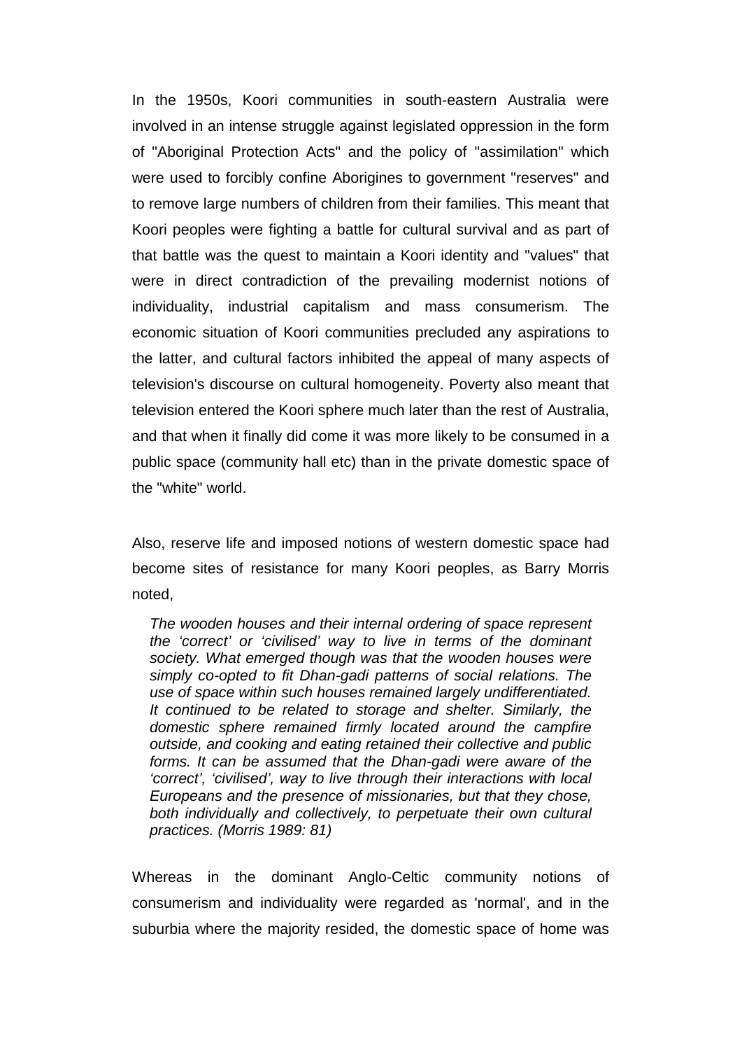In the 1950s, Koori communities in south-eastern Australia were involved in an intense struggle against legislated oppression in the form of "Aboriginal Protection Acts" and the policy of "assimilation" which were used to forcibly confine Aborigines to government "reserves" and to remove large numbers of children from their families. This meant that Koori peoples were fighting a battle for cultural survival and as part of that battle was the quest to maintain a Koori identity and "values" that were in direct contradiction of the prevailing modernist notions of individuality, industrial capitalism and mass consumerism. The economic situation of Koori communities precluded any aspirations to the latter, and cultural factors inhibited the appeal of many aspects of television's discourse on cultural homogeneity. Poverty also meant that television entered the Koori sphere much later than the rest of Australia, and that when it finally did come it was more likely to be consumed in a public space (community hall etc) than in the private domestic space of the "white" world.

Also, reserve life and imposed notions of western domestic space had become sites of resistance for many Koori peoples, as Barry Morris noted,

> *The wooden houses and their internal ordering of space represent the ‘correct’ or ‘civilised’ way to live in terms of the dominant society. What emerged though was that the wooden houses were simply co-opted to fit Dhan-gadi patterns of social relations. The use of space within such houses remained largely undifferentiated. It continued to be related to storage and shelter. Similarly, the domestic sphere remained firmly located around the campfire outside, and cooking and eating retained their collective and public forms. It can be assumed that the Dhan-gadi were aware of the ‘correct’, ‘civilised’, way to live through their interactions with local Europeans and the presence of missionaries, but that they chose, both individually and collectively, to perpetuate their own cultural practices. (Morris 1989: 81)*

Whereas in the dominant Anglo-Celtic community notions of consumerism and individuality were regarded as 'normal', and in the suburbia where the majority resided, the domestic space of home was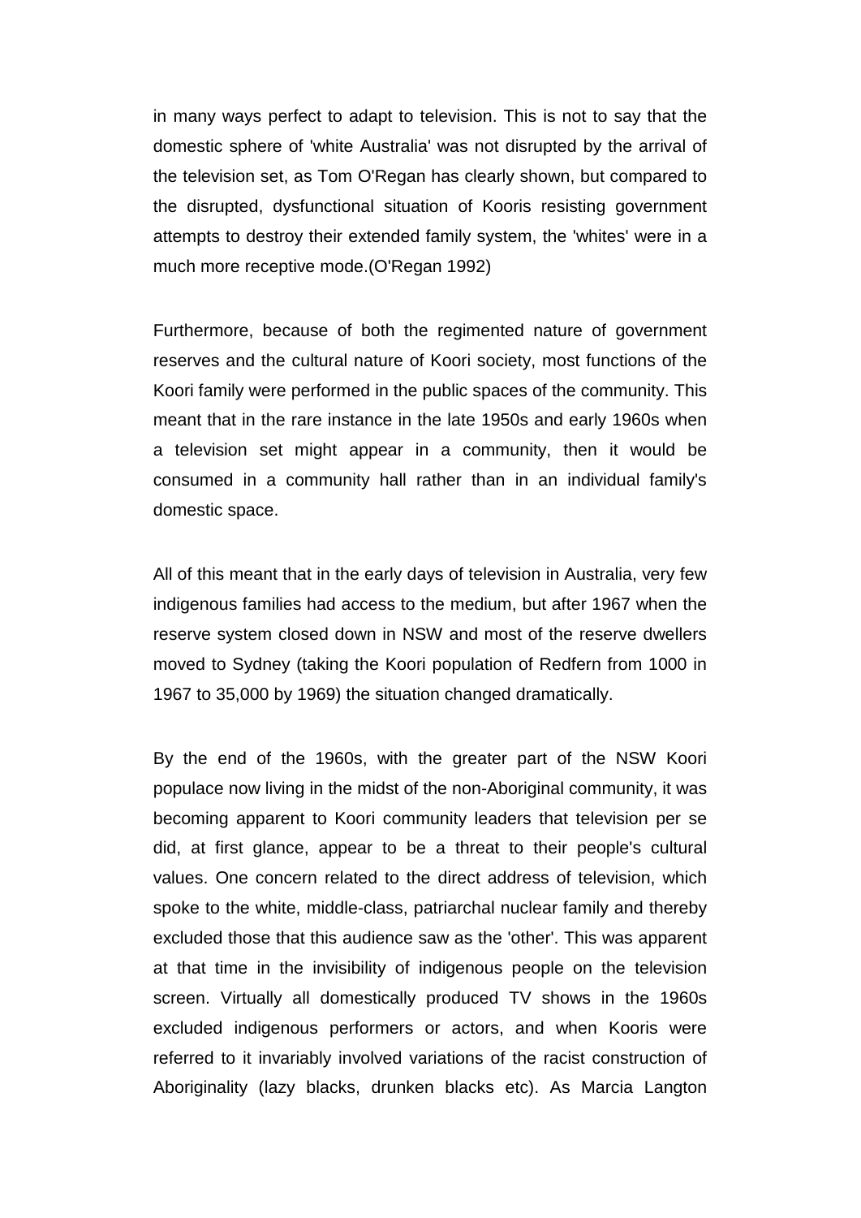in many ways perfect to adapt to television. This is not to say that the domestic sphere of 'white Australia' was not disrupted by the arrival of the television set, as Tom O'Regan has clearly shown, but compared to the disrupted, dysfunctional situation of Kooris resisting government attempts to destroy their extended family system, the 'whites' were in a much more receptive mode.(O'Regan 1992)

Furthermore, because of both the regimented nature of government reserves and the cultural nature of Koori society, most functions of the Koori family were performed in the public spaces of the community. This meant that in the rare instance in the late 1950s and early 1960s when a television set might appear in a community, then it would be consumed in a community hall rather than in an individual family's domestic space.

All of this meant that in the early days of television in Australia, very few indigenous families had access to the medium, but after 1967 when the reserve system closed down in NSW and most of the reserve dwellers moved to Sydney (taking the Koori population of Redfern from 1000 in 1967 to 35,000 by 1969) the situation changed dramatically.

By the end of the 1960s, with the greater part of the NSW Koori populace now living in the midst of the non-Aboriginal community, it was becoming apparent to Koori community leaders that television per se did, at first glance, appear to be a threat to their people's cultural values. One concern related to the direct address of television, which spoke to the white, middle-class, patriarchal nuclear family and thereby excluded those that this audience saw as the 'other'. This was apparent at that time in the invisibility of indigenous people on the television screen. Virtually all domestically produced TV shows in the 1960s excluded indigenous performers or actors, and when Kooris were referred to it invariably involved variations of the racist construction of Aboriginality (lazy blacks, drunken blacks etc). As Marcia Langton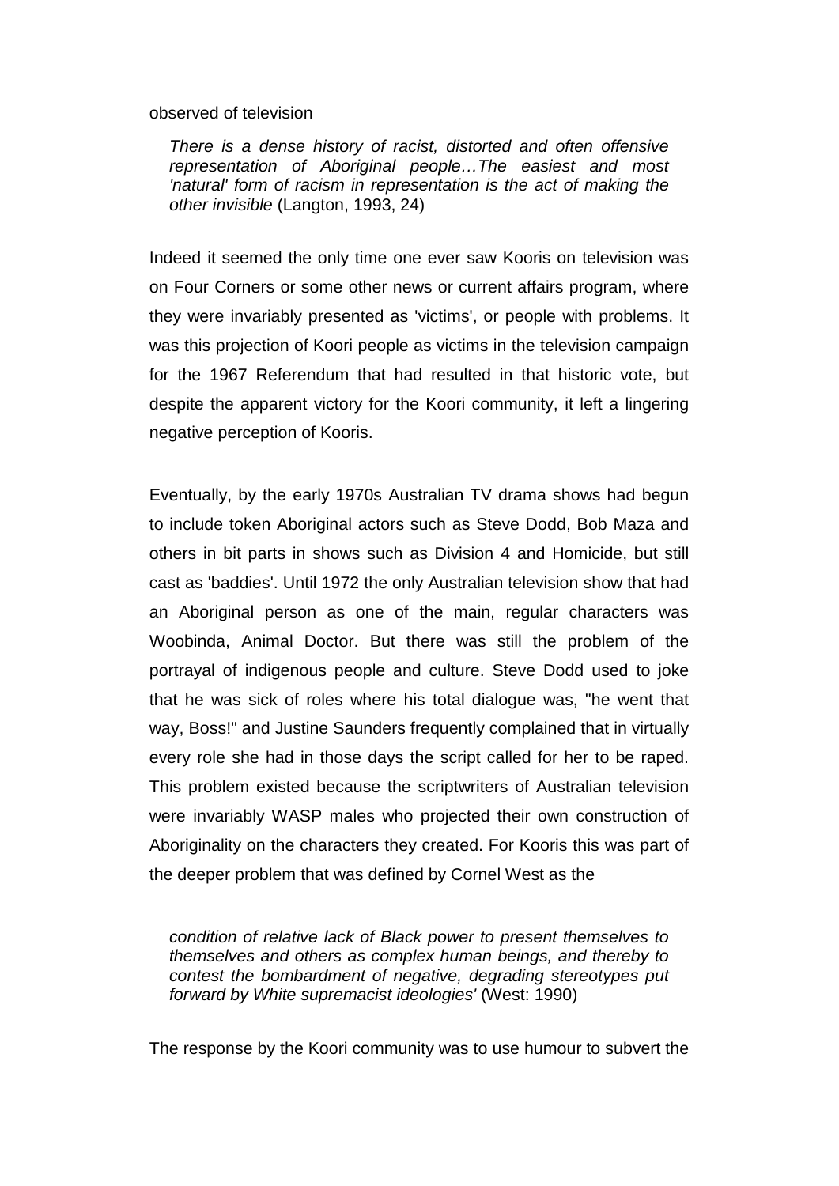observed of television

> *There is a dense history of racist, distorted and often offensive representation of Aboriginal people…The easiest and most 'natural' form of racism in representation is the act of making the other invisible* (Langton, 1993, 24)

Indeed it seemed the only time one ever saw Kooris on television was on Four Corners or some other news or current affairs program, where they were invariably presented as 'victims', or people with problems. It was this projection of Koori people as victims in the television campaign for the 1967 Referendum that had resulted in that historic vote, but despite the apparent victory for the Koori community, it left a lingering negative perception of Kooris.

Eventually, by the early 1970s Australian TV drama shows had begun to include token Aboriginal actors such as Steve Dodd, Bob Maza and others in bit parts in shows such as Division 4 and Homicide, but still cast as 'baddies'. Until 1972 the only Australian television show that had an Aboriginal person as one of the main, regular characters was Woobinda, Animal Doctor. But there was still the problem of the portrayal of indigenous people and culture. Steve Dodd used to joke that he was sick of roles where his total dialogue was, "he went that way, Boss!" and Justine Saunders frequently complained that in virtually every role she had in those days the script called for her to be raped. This problem existed because the scriptwriters of Australian television were invariably WASP males who projected their own construction of Aboriginality on the characters they created. For Kooris this was part of the deeper problem that was defined by Cornel West as the

> *condition of relative lack of Black power to present themselves to themselves and others as complex human beings, and thereby to contest the bombardment of negative, degrading stereotypes put forward by White supremacist ideologies'* (West: 1990)

The response by the Koori community was to use humour to subvert the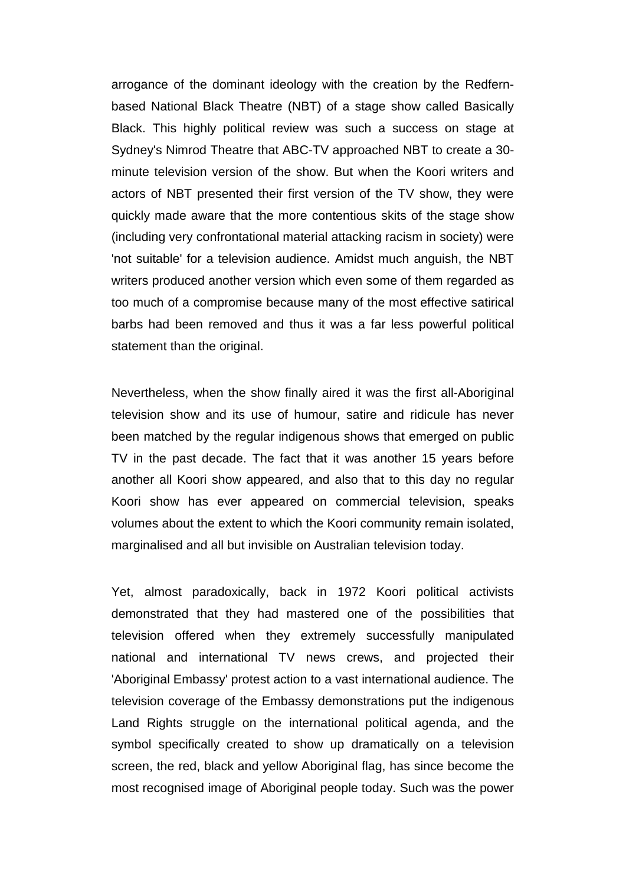arrogance of the dominant ideology with the creation by the Redfern-based National Black Theatre (NBT) of a stage show called Basically Black. This highly political review was such a success on stage at Sydney's Nimrod Theatre that ABC-TV approached NBT to create a 30-minute television version of the show. But when the Koori writers and actors of NBT presented their first version of the TV show, they were quickly made aware that the more contentious skits of the stage show (including very confrontational material attacking racism in society) were 'not suitable' for a television audience. Amidst much anguish, the NBT writers produced another version which even some of them regarded as too much of a compromise because many of the most effective satirical barbs had been removed and thus it was a far less powerful political statement than the original.

Nevertheless, when the show finally aired it was the first all-Aboriginal television show and its use of humour, satire and ridicule has never been matched by the regular indigenous shows that emerged on public TV in the past decade. The fact that it was another 15 years before another all Koori show appeared, and also that to this day no regular Koori show has ever appeared on commercial television, speaks volumes about the extent to which the Koori community remain isolated, marginalised and all but invisible on Australian television today.

Yet, almost paradoxically, back in 1972 Koori political activists demonstrated that they had mastered one of the possibilities that television offered when they extremely successfully manipulated national and international TV news crews, and projected their 'Aboriginal Embassy' protest action to a vast international audience. The television coverage of the Embassy demonstrations put the indigenous Land Rights struggle on the international political agenda, and the symbol specifically created to show up dramatically on a television screen, the red, black and yellow Aboriginal flag, has since become the most recognised image of Aboriginal people today. Such was the power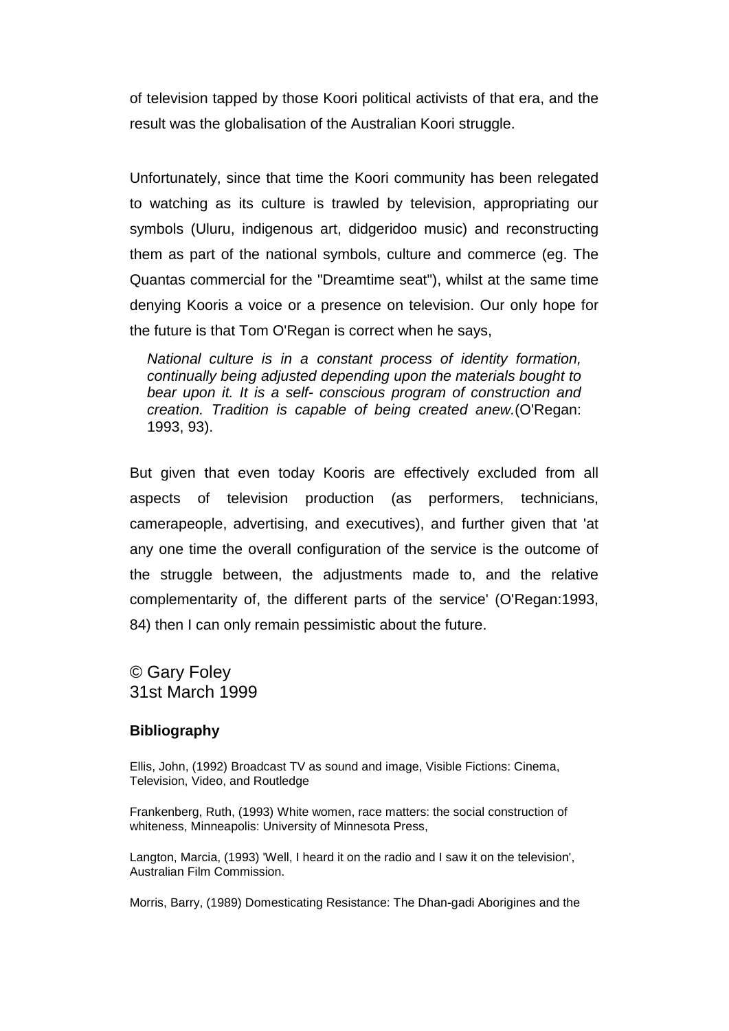of television tapped by those Koori political activists of that era, and the result was the globalisation of the Australian Koori struggle.

Unfortunately, since that time the Koori community has been relegated to watching as its culture is trawled by television, appropriating our symbols (Uluru, indigenous art, didgeridoo music) and reconstructing them as part of the national symbols, culture and commerce (eg. The Quantas commercial for the "Dreamtime seat"), whilst at the same time denying Kooris a voice or a presence on television. Our only hope for the future is that Tom O'Regan is correct when he says,

> *National culture is in a constant process of identity formation, continually being adjusted depending upon the materials bought to bear upon it. It is a self- conscious program of construction and creation. Tradition is capable of being created anew.*(O'Regan: 1993, 93).

But given that even today Kooris are effectively excluded from all aspects of television production (as performers, technicians, camerapeople, advertising, and executives), and further given that 'at any one time the overall configuration of the service is the outcome of the struggle between, the adjustments made to, and the relative complementarity of, the different parts of the service' (O'Regan:1993, 84) then I can only remain pessimistic about the future.

© Gary Foley
31st March 1999

**Bibliography**

Ellis, John, (1992) Broadcast TV as sound and image, Visible Fictions: Cinema, Television, Video, and Routledge

Frankenberg, Ruth, (1993) White women, race matters: the social construction of whiteness, Minneapolis: University of Minnesota Press,

Langton, Marcia, (1993) 'Well, I heard it on the radio and I saw it on the television', Australian Film Commission.

Morris, Barry, (1989) Domesticating Resistance: The Dhan-gadi Aborigines and the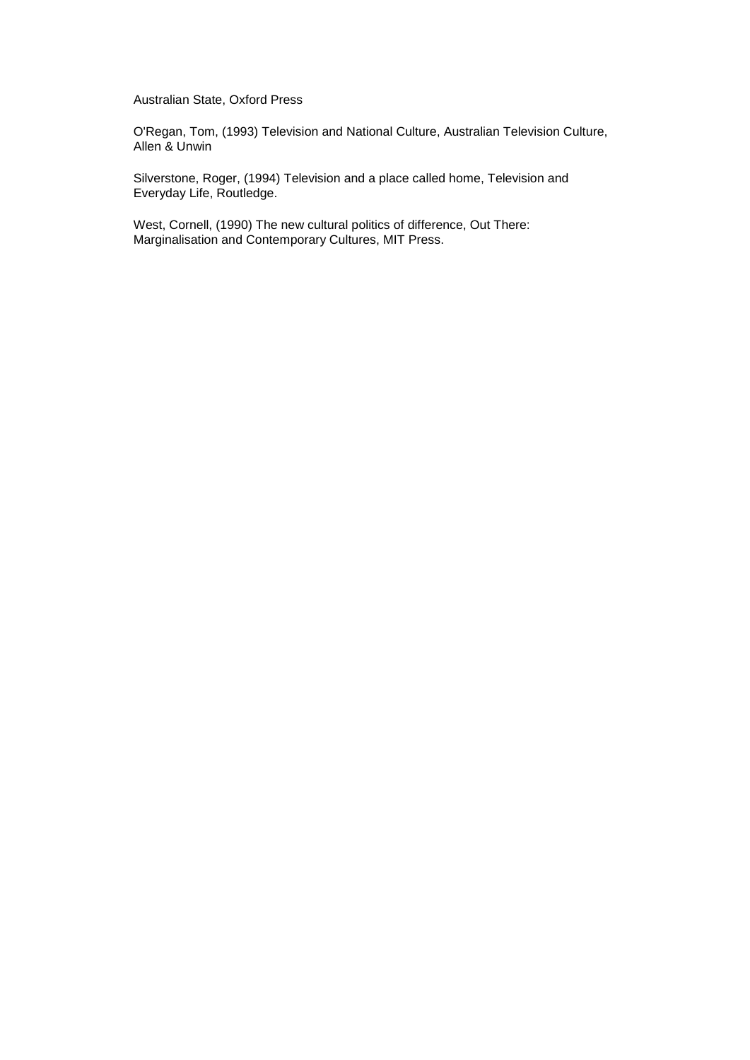Australian State, Oxford Press

O'Regan, Tom, (1993) Television and National Culture, Australian Television Culture, Allen & Unwin

Silverstone, Roger, (1994) Television and a place called home, Television and Everyday Life, Routledge.

West, Cornell, (1990) The new cultural politics of difference, Out There: Marginalisation and Contemporary Cultures, MIT Press.